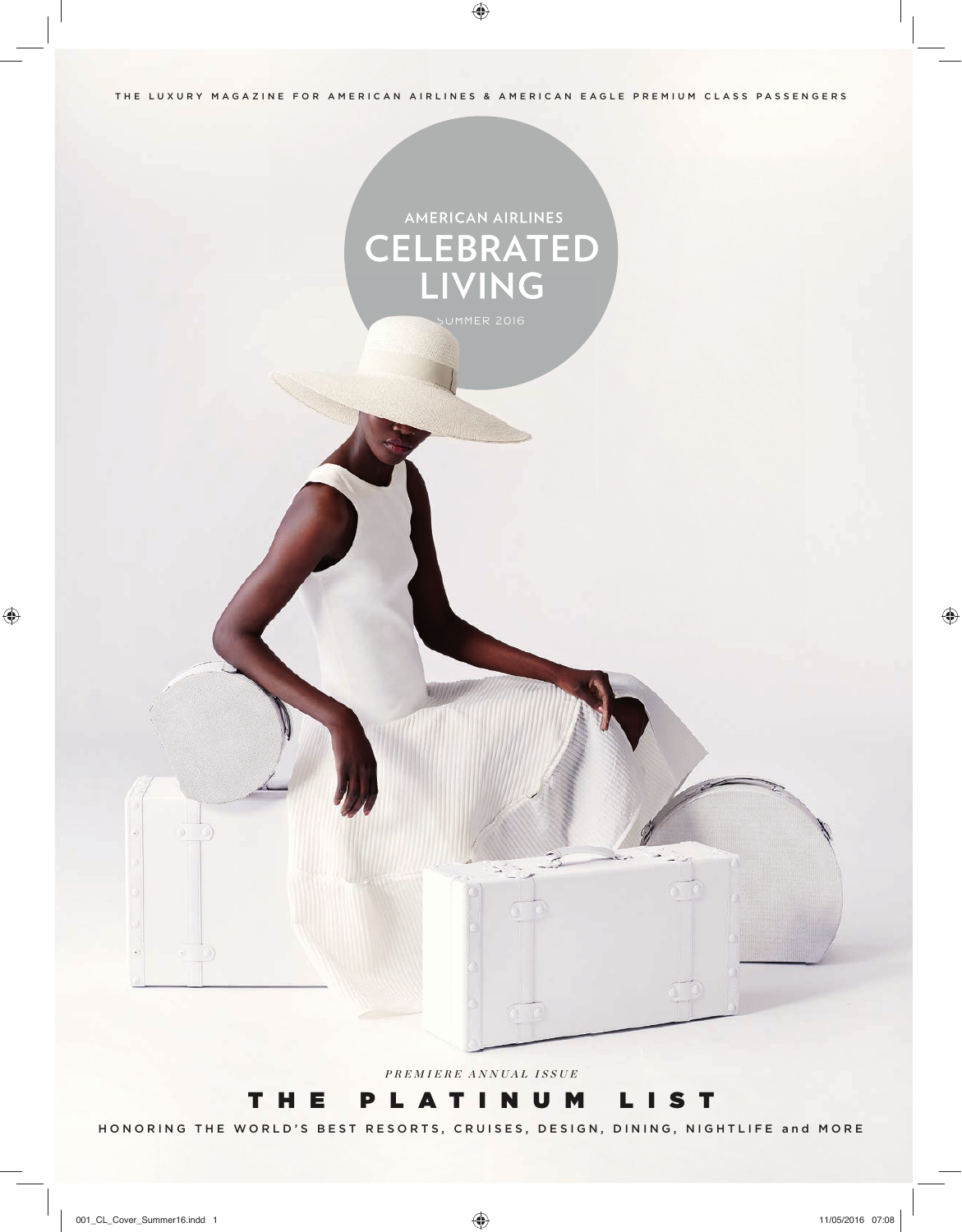THE LUXURY MAGAZINE FOR AMERICAN AIRLINES & AMERICAN EAGLE PREMIUM CLASS PASSENGERS

AMERICAN AIRLINES

# CELEBRATED LIVING

SUMMER 2016

*PREMIERE ANNUAL ISSUE*

## THE PLATINUM LIST

HONORING THE WORLD'S BEST RESORTS, CRUISES, DESIGN, DINING, NIGHTLIFE and MORE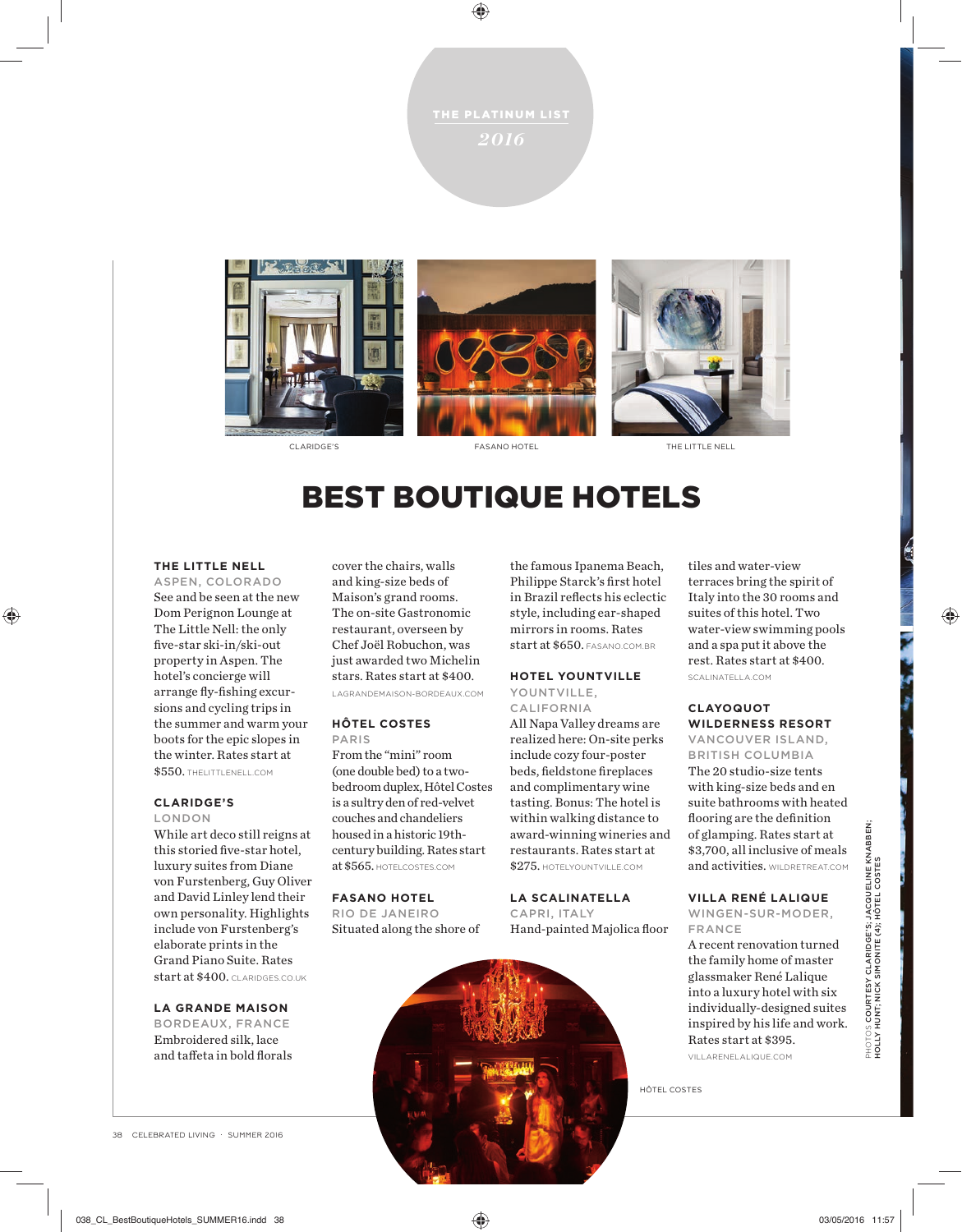THE PLATINUM LIST

*2016*

CLARIDGE'S

FASANO HOTEL

THE LITTLE NELL

# BEST BOUTIQUE HOTELS

### THE LITTLE NELL

ASPEN, COLORADO

See and be seen at the new Dom Perignon Lounge at The Little Nell: the only five-star ski-in/ski-out property in Aspen. The hotel's concierge will arrange fly-fishing excursions and cycling trips in the summer and warm your boots for the epic slopes in the winter. Rates start at $550. THELITTLENELL.COM

### CLARIDGE'S

LONDON

While art deco still reigns at this storied five-star hotel, luxury suites from Diane von Furstenberg, Guy Oliver and David Linley lend their own personality. Highlights include von Furstenberg's elaborate prints in the Grand Piano Suite. Rates start at $400. CLARIDGES.CO.UK

### LA GRANDE MAISON

BORDEAUX, FRANCE

Embroidered silk, lace and taffeta in bold florals cover the chairs, walls and king-size beds of Maison's grand rooms. The on-site Gastronomic restaurant, overseen by Chef Joël Robuchon, was just awarded two Michelin stars. Rates start at $400. LAGRANDEMAISON-BORDEAUX.COM

### HÔTEL COSTES

PARIS

From the "mini" room (one double bed) to a two-bedroom duplex, Hôtel Costes is a sultry den of red-velvet couches and chandeliers housed in a historic 19th-century building. Rates start at $565. HOTELCOSTES.COM

### FASANO HOTEL

RIO DE JANEIRO

Situated along the shore of the famous Ipanema Beach, Philippe Starck's first hotel in Brazil reflects his eclectic style, including ear-shaped mirrors in rooms. Rates start at $650. FASANO.COM.BR

### HOTEL YOUNTVILLE

YOUNTVILLE, CALIFORNIA

All Napa Valley dreams are realized here: On-site perks include cozy four-poster beds, fieldstone fireplaces and complimentary wine tasting. Bonus: The hotel is within walking distance to award-winning wineries and restaurants. Rates start at $275. HOTELYOUNTVILLE.COM

### LA SCALINATELLA

CAPRI, ITALY

Hand-painted Majolica floor tiles and water-view terraces bring the spirit of Italy into the 30 rooms and suites of this hotel. Two water-view swimming pools and a spa put it above the rest. Rates start at $400. SCALINATELLA.COM

### CLAYOQUOT WILDERNESS RESORT

VANCOUVER ISLAND, BRITISH COLUMBIA

The 20 studio-size tents with king-size beds and en suite bathrooms with heated flooring are the definition of glamping. Rates start at $3,700, all inclusive of meals and activities. WILDRETREAT.COM

### VILLA RENÉ LALIQUE

WINGEN-SUR-MODER, FRANCE

A recent renovation turned the family home of master glassmaker René Lalique into a luxury hotel with six individually-designed suites inspired by his life and work. Rates start at $395. VILLARENELALIQUE.COM

HÔTEL COSTES

PHOTOS COURTESY CLARIDGE'S; JACQUELINE KNABBEN; HOLLY HUNT; NICK SIMONITE (4); HÔTEL COSTES